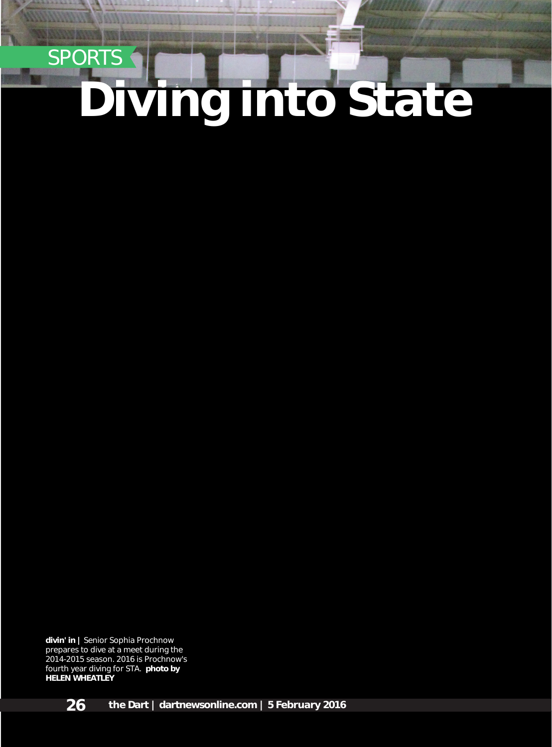SPORTS

# Diving into State

**divin' in |** Senior Sophia Prochnow prepares to dive at a meet during the 2014-2015 season. 2016 is Prochnow's fourth year diving for STA. **photo by HELEN WHEATLEY**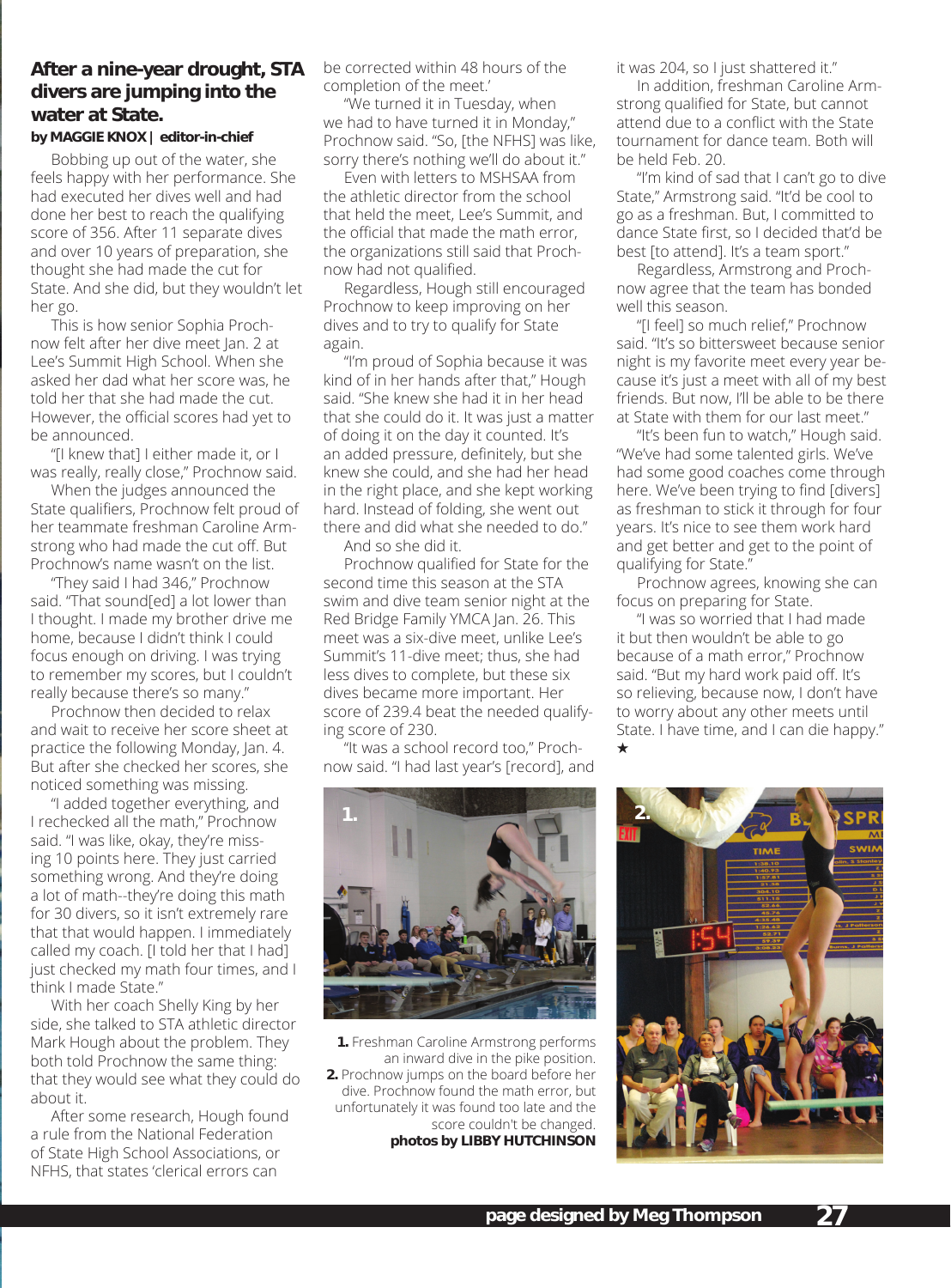## After a nine-year drought, STA divers are jumping into the water at State.

**by MAGGIE KNOX | editor-in-chief**

Bobbing up out of the water, she feels happy with her performance. She had executed her dives well and had done her best to reach the qualifying score of 356. After 11 separate dives and over 10 years of preparation, she thought she had made the cut for State. And she did, but they wouldn't let her go.

This is how senior Sophia Prochnow felt after her dive meet Jan. 2 at Lee's Summit High School. When she asked her dad what her score was, he told her that she had made the cut. However, the official scores had yet to be announced.

"[I knew that] I either made it, or I was really, really close," Prochnow said.

When the judges announced the State qualifiers, Prochnow felt proud of her teammate freshman Caroline Armstrong who had made the cut off. But Prochnow's name wasn't on the list.

"They said I had 346," Prochnow said. "That sound[ed] a lot lower than I thought. I made my brother drive me home, because I didn't think I could focus enough on driving. I was trying to remember my scores, but I couldn't really because there's so many."

Prochnow then decided to relax and wait to receive her score sheet at practice the following Monday, Jan. 4. But after she checked her scores, she noticed something was missing.

"I added together everything, and I rechecked all the math," Prochnow said. "I was like, okay, they're missing 10 points here. They just carried something wrong. And they're doing a lot of math--they're doing this math for 30 divers, so it isn't extremely rare that that would happen. I immediately called my coach. [I told her that I had] just checked my math four times, and I think I made State."

With her coach Shelly King by her side, she talked to STA athletic director Mark Hough about the problem. They both told Prochnow the same thing: that they would see what they could do about it.

After some research, Hough found a rule from the National Federation of State High School Associations, or NFHS, that states 'clerical errors can be corrected within 48 hours of the completion of the meet.'

"We turned it in Tuesday, when we had to have turned it in Monday," Prochnow said. "So, [the NFHS] was like, sorry there's nothing we'll do about it."

Even with letters to MSHSAA from the athletic director from the school that held the meet, Lee's Summit, and the official that made the math error, the organizations still said that Prochnow had not qualified.

Regardless, Hough still encouraged Prochnow to keep improving on her dives and to try to qualify for State again.

"I'm proud of Sophia because it was kind of in her hands after that," Hough said. "She knew she had it in her head that she could do it. It was just a matter of doing it on the day it counted. It's an added pressure, definitely, but she knew she could, and she had her head in the right place, and she kept working hard. Instead of folding, she went out there and did what she needed to do."

And so she did it.

Prochnow qualified for State for the second time this season at the STA swim and dive team senior night at the Red Bridge Family YMCA Jan. 26. This meet was a six-dive meet, unlike Lee's Summit's 11-dive meet; thus, she had less dives to complete, but these six dives became more important. Her score of 239.4 beat the needed qualifying score of 230.

"It was a school record too," Prochnow said. "I had last year's [record], and it was 204, so I just shattered it."

In addition, freshman Caroline Armstrong qualified for State, but cannot attend due to a conflict with the State tournament for dance team. Both will be held Feb. 20.

"I'm kind of sad that I can't go to dive State," Armstrong said. "It'd be cool to go as a freshman. But, I committed to dance State first, so I decided that'd be best [to attend]. It's a team sport."

Regardless, Armstrong and Prochnow agree that the team has bonded well this season.

"[I feel] so much relief," Prochnow said. "It's so bittersweet because senior night is my favorite meet every year because it's just a meet with all of my best friends. But now, I'll be able to be there at State with them for our last meet."

"It's been fun to watch," Hough said. "We've had some talented girls. We've had some good coaches come through here. We've been trying to find [divers] as freshman to stick it through for four years. It's nice to see them work hard and get better and get to the point of qualifying for State."

Prochnow agrees, knowing she can focus on preparing for State.

"I was so worried that I had made it but then wouldn't be able to go because of a math error," Prochnow said. "But my hard work paid off. It's so relieving, because now, I don't have to worry about any other meets until State. I have time, and I can die happy." ★

**1.** Freshman Caroline Armstrong performs an inward dive in the pike position.
**2.** Prochnow jumps on the board before her dive. Prochnow found the math error, but unfortunately it was found too late and the score couldn't be changed.
**photos by LIBBY HUTCHINSON**

page designed by Meg Thompson